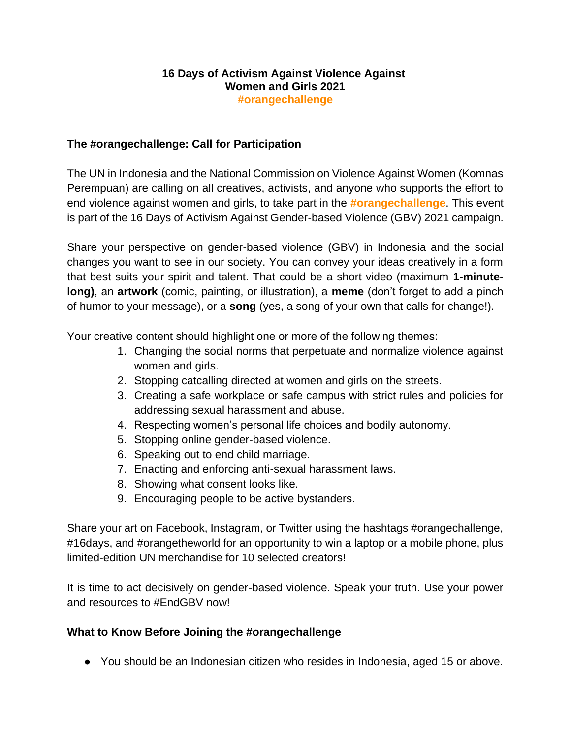# 16 Days of Activism Against Violence Against Women and Girls 2021
**#orangechallenge**

## The #orangechallenge: Call for Participation

The UN in Indonesia and the National Commission on Violence Against Women (Komnas Perempuan) are calling on all creatives, activists, and anyone who supports the effort to end violence against women and girls, to take part in the **#orangechallenge**. This event is part of the 16 Days of Activism Against Gender-based Violence (GBV) 2021 campaign.

Share your perspective on gender-based violence (GBV) in Indonesia and the social changes you want to see in our society. You can convey your ideas creatively in a form that best suits your spirit and talent. That could be a short video (maximum **1-minute-long)**, an **artwork** (comic, painting, or illustration), a **meme** (don't forget to add a pinch of humor to your message), or a **song** (yes, a song of your own that calls for change!).

Your creative content should highlight one or more of the following themes:

1. Changing the social norms that perpetuate and normalize violence against women and girls.
2. Stopping catcalling directed at women and girls on the streets.
3. Creating a safe workplace or safe campus with strict rules and policies for addressing sexual harassment and abuse.
4. Respecting women's personal life choices and bodily autonomy.
5. Stopping online gender-based violence.
6. Speaking out to end child marriage.
7. Enacting and enforcing anti-sexual harassment laws.
8. Showing what consent looks like.
9. Encouraging people to be active bystanders.

Share your art on Facebook, Instagram, or Twitter using the hashtags #orangechallenge, #16days, and #orangetheworld for an opportunity to win a laptop or a mobile phone, plus limited-edition UN merchandise for 10 selected creators!

It is time to act decisively on gender-based violence. Speak your truth. Use your power and resources to #EndGBV now!

## What to Know Before Joining the #orangechallenge

- You should be an Indonesian citizen who resides in Indonesia, aged 15 or above.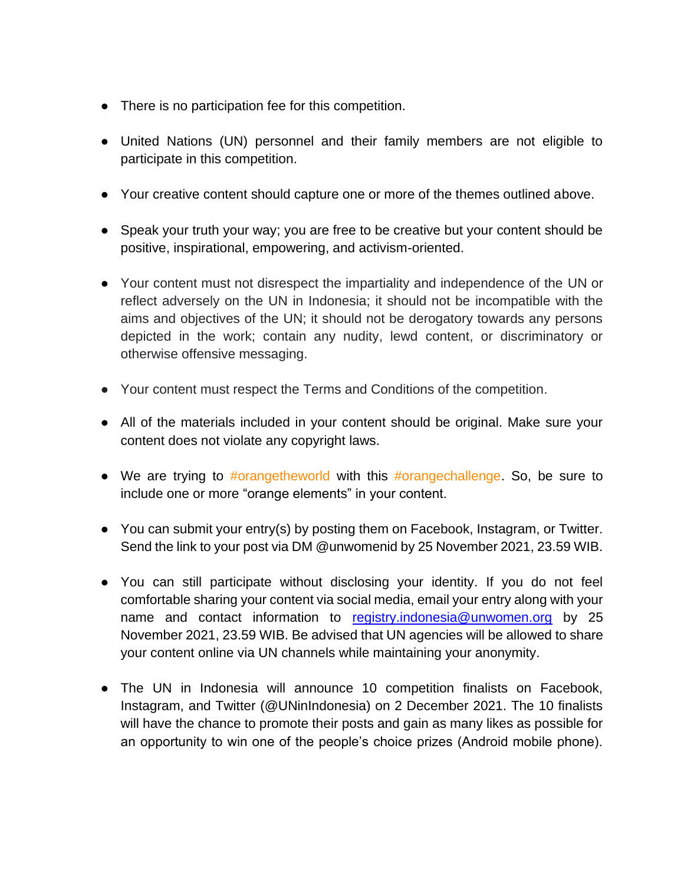- There is no participation fee for this competition.

- United Nations (UN) personnel and their family members are not eligible to participate in this competition.

- Your creative content should capture one or more of the themes outlined above.

- Speak your truth your way; you are free to be creative but your content should be positive, inspirational, empowering, and activism-oriented.

- Your content must not disrespect the impartiality and independence of the UN or reflect adversely on the UN in Indonesia; it should not be incompatible with the aims and objectives of the UN; it should not be derogatory towards any persons depicted in the work; contain any nudity, lewd content, or discriminatory or otherwise offensive messaging.

- Your content must respect the Terms and Conditions of the competition.

- All of the materials included in your content should be original. Make sure your content does not violate any copyright laws.

- We are trying to #orangetheworld with this #orangechallenge. So, be sure to include one or more "orange elements" in your content.

- You can submit your entry(s) by posting them on Facebook, Instagram, or Twitter. Send the link to your post via DM @unwomenid by 25 November 2021, 23.59 WIB.

- You can still participate without disclosing your identity. If you do not feel comfortable sharing your content via social media, email your entry along with your name and contact information to [registry.indonesia@unwomen.org](mailto:registry.indonesia@unwomen.org) by 25 November 2021, 23.59 WIB. Be advised that UN agencies will be allowed to share your content online via UN channels while maintaining your anonymity.

- The UN in Indonesia will announce 10 competition finalists on Facebook, Instagram, and Twitter (@UNinIndonesia) on 2 December 2021. The 10 finalists will have the chance to promote their posts and gain as many likes as possible for an opportunity to win one of the people's choice prizes (Android mobile phone).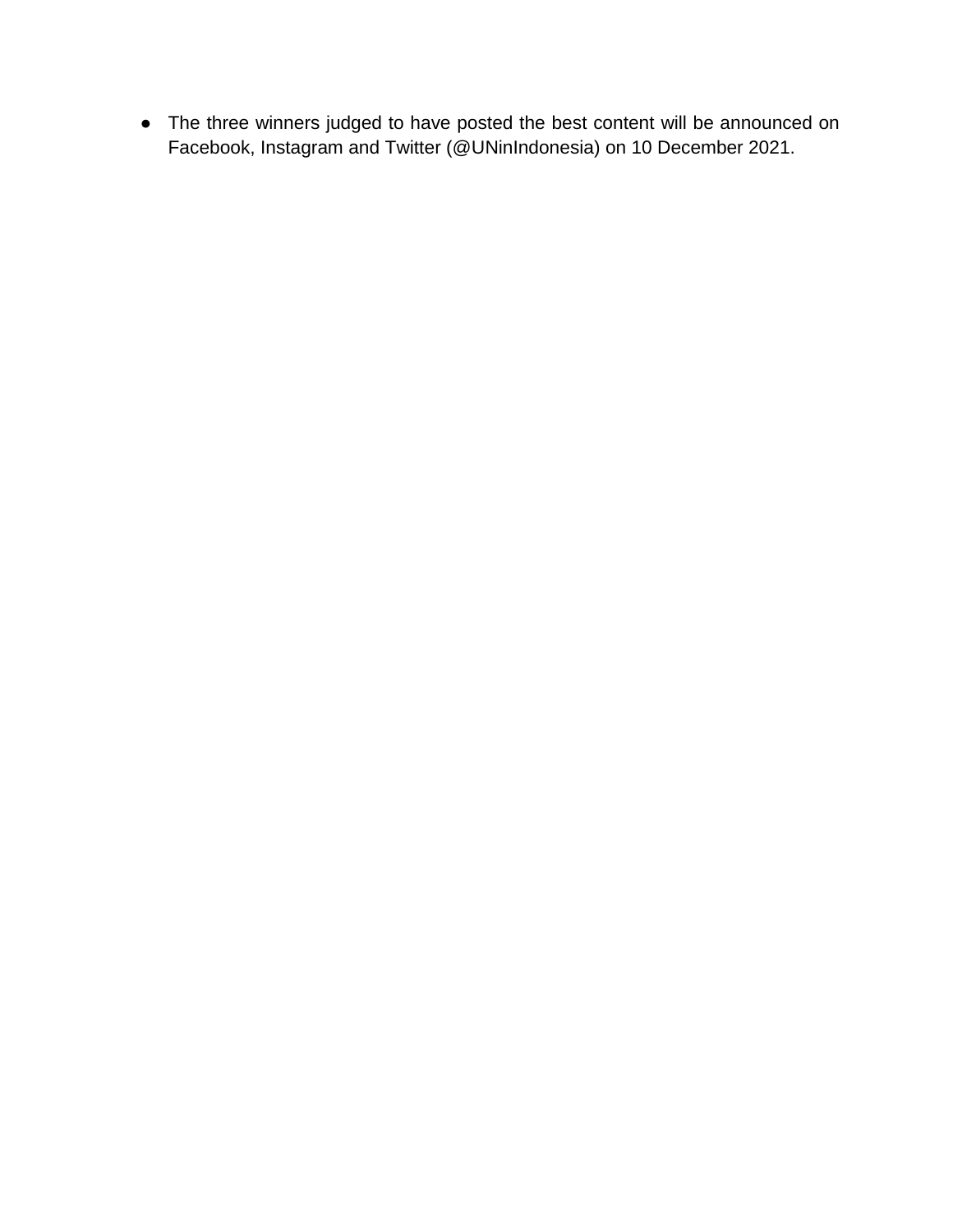- The three winners judged to have posted the best content will be announced on Facebook, Instagram and Twitter (@UNinIndonesia) on 10 December 2021.